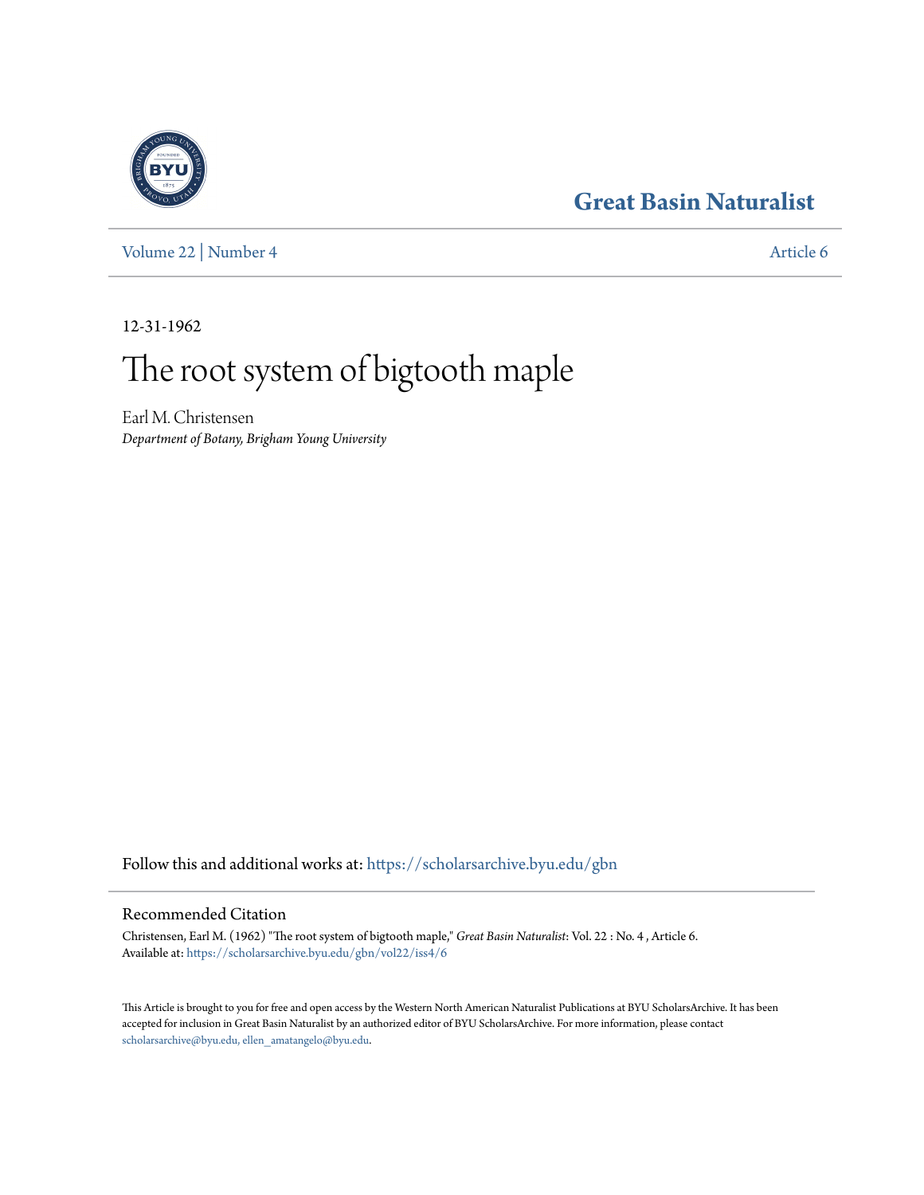# Great Basin Naturalist

Volume 22 | Number 4 Article 6

12-31-1962

# The root system of bigtooth maple

Earl M. Christensen
*Department of Botany, Brigham Young University*

Follow this and additional works at: https://scholarsarchive.byu.edu/gbn

## Recommended Citation

Christensen, Earl M. (1962) "The root system of bigtooth maple," *Great Basin Naturalist*: Vol. 22 : No. 4 , Article 6.
Available at: https://scholarsarchive.byu.edu/gbn/vol22/iss4/6

This Article is brought to you for free and open access by the Western North American Naturalist Publications at BYU ScholarsArchive. It has been accepted for inclusion in Great Basin Naturalist by an authorized editor of BYU ScholarsArchive. For more information, please contact scholarsarchive@byu.edu, ellen_amatangelo@byu.edu.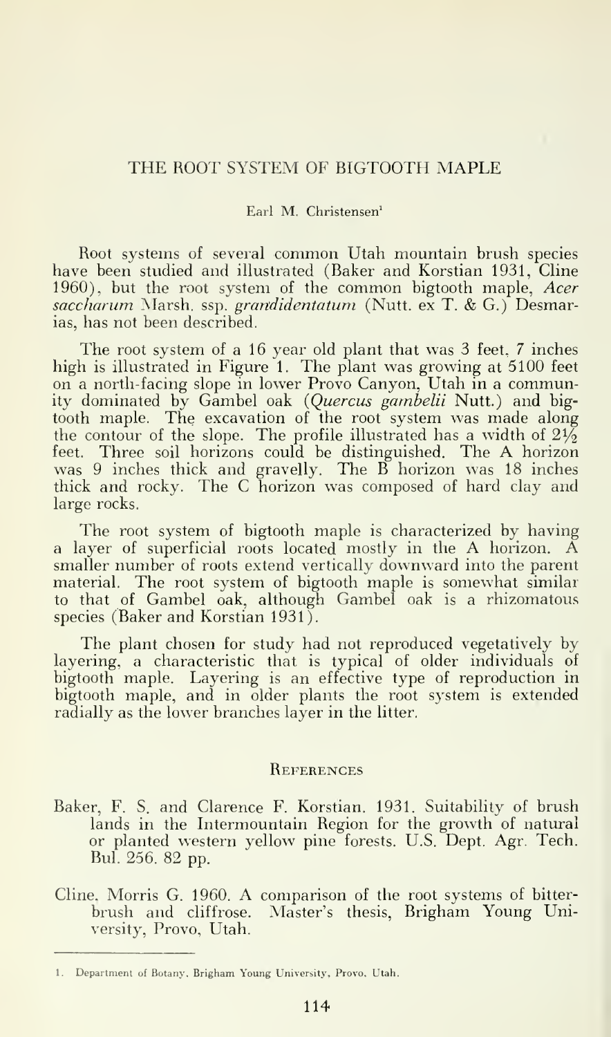# THE ROOT SYSTEM OF BIGTOOTH MAPLE

Earl M. Christensen[1]

Root systems of several common Utah mountain brush species have been studied and illustrated (Baker and Korstian 1931, Cline 1960), but the root system of the common bigtooth maple, *Acer saccharum* Marsh. ssp. *grandidentatum* (Nutt. ex T. & G.) Desmarias, has not been described.

The root system of a 16 year old plant that was 3 feet, 7 inches high is illustrated in Figure 1. The plant was growing at 5100 feet on a north-facing slope in lower Provo Canyon, Utah in a community dominated by Gambel oak (*Quercus gambelii* Nutt.) and bigtooth maple. The excavation of the root system was made along the contour of the slope. The profile illustrated has a width of 2½ feet. Three soil horizons could be distinguished. The A horizon was 9 inches thick and gravelly. The B horizon was 18 inches thick and rocky. The C horizon was composed of hard clay and large rocks.

The root system of bigtooth maple is characterized by having a layer of superficial roots located mostly in the A horizon. A smaller number of roots extend vertically downward into the parent material. The root system of bigtooth maple is somewhat similar to that of Gambel oak, although Gambel oak is a rhizomatous species (Baker and Korstian 1931).

The plant chosen for study had not reproduced vegetatively by layering, a characteristic that is typical of older individuals of bigtooth maple. Layering is an effective type of reproduction in bigtooth maple, and in older plants the root system is extended radially as the lower branches layer in the litter.

## References

Baker, F. S. and Clarence F. Korstian. 1931. Suitability of brush lands in the Intermountain Region for the growth of natural or planted western yellow pine forests. U.S. Dept. Agr. Tech. Bul. 256. 82 pp.

Cline, Morris G. 1960. A comparison of the root systems of bitterbrush and cliffrose. Master's thesis, Brigham Young University, Provo, Utah.

---

1. Department of Botany, Brigham Young University, Provo, Utah.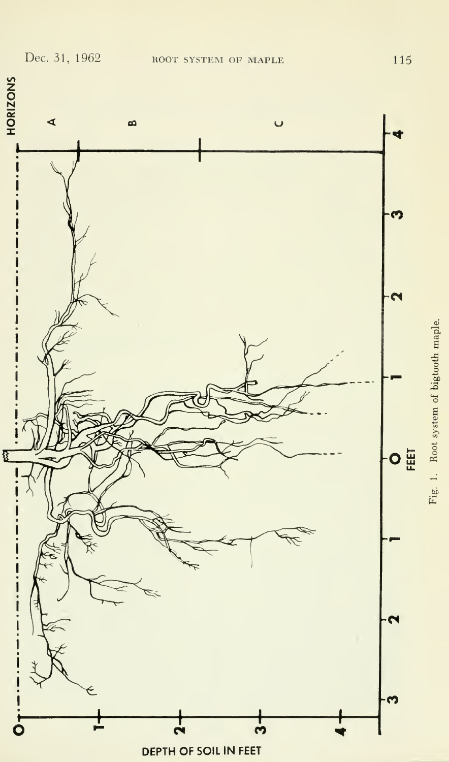HORIZONS

A

B

C

0

1

2

3

4

DEPTH OF SOIL IN FEET

3

2

1

0

1

2

3

4

FEET

Fig. 1. Root system of bigtooth maple.